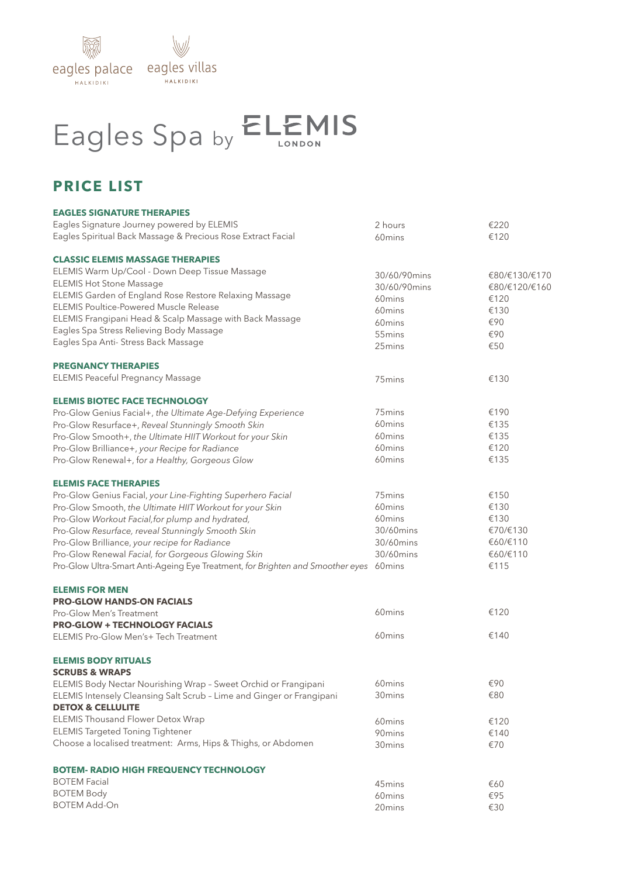eagles palace HALKIDIKI    eagles villas HALKIDIKI

# Eagles Spa by ELEMIS LONDON

## PRICE LIST

| EAGLES SIGNATURE THERAPIES | | |
|---|---|---|
| Eagles Signature Journey powered by ELEMIS | 2 hours | €220 |
| Eagles Spiritual Back Massage & Precious Rose Extract Facial | 60mins | €120 |
| **CLASSIC ELEMIS MASSAGE THERAPIES** | | |
| ELEMIS Warm Up/Cool - Down Deep Tissue Massage | 30/60/90mins | €80/€130/€170 |
| ELEMIS Hot Stone Massage | 30/60/90mins | €80/€120/€160 |
| ELEMIS Garden of England Rose Restore Relaxing Massage | 60mins | €120 |
| ELEMIS Poultice-Powered Muscle Release | 60mins | €130 |
| ELEMIS Frangipani Head & Scalp Massage with Back Massage | 60mins | €90 |
| Eagles Spa Stress Relieving Body Massage | 55mins | €90 |
| Eagles Spa Anti- Stress Back Massage | 25mins | €50 |
| **PREGNANCY THERAPIES** | | |
| ELEMIS Peaceful Pregnancy Massage | 75mins | €130 |
| **ELEMIS BIOTEC FACE TECHNOLOGY** | | |
| Pro-Glow Genius Facial+, *the Ultimate Age-Defying Experience* | 75mins | €190 |
| Pro-Glow Resurface+, *Reveal Stunningly Smooth Skin* | 60mins | €135 |
| Pro-Glow Smooth+, *the Ultimate HIIT Workout for your Skin* | 60mins | €135 |
| Pro-Glow Brilliance+, *your Recipe for Radiance* | 60mins | €120 |
| Pro-Glow Renewal+, *for a Healthy, Gorgeous Glow* | 60mins | €135 |
| **ELEMIS FACE THERAPIES** | | |
| Pro-Glow Genius Facial, *your Line-Fighting Superhero Facial* | 75mins | €150 |
| Pro-Glow Smooth, *the Ultimate HIIT Workout for your Skin* | 60mins | €130 |
| Pro-Glow *Workout Facial,for plump and hydrated,* | 60mins | €130 |
| Pro-Glow *Resurface, reveal Stunningly Smooth Skin* | 30/60mins | €70/€130 |
| Pro-Glow Brilliance, *your recipe for Radiance* | 30/60mins | €60/€110 |
| Pro-Glow Renewal *Facial, for Gorgeous Glowing Skin* | 30/60mins | €60/€110 |
| Pro-Glow Ultra-Smart Anti-Ageing Eye Treatment, *for Brighten and Smoother eyes* | 60mins | €115 |
| **ELEMIS FOR MEN** | | |
| **PRO-GLOW HANDS-ON FACIALS** | | |
| Pro-Glow Men's Treatment | 60mins | €120 |
| **PRO-GLOW + TECHNOLOGY FACIALS** | | |
| ELEMIS Pro-Glow Men's+ Tech Treatment | 60mins | €140 |
| **ELEMIS BODY RITUALS** | | |
| **SCRUBS & WRAPS** | | |
| ELEMIS Body Nectar Nourishing Wrap – Sweet Orchid or Frangipani | 60mins | €90 |
| ELEMIS Intensely Cleansing Salt Scrub – Lime and Ginger or Frangipani | 30mins | €80 |
| **DETOX & CELLULITE** | | |
| ELEMIS Thousand Flower Detox Wrap | 60mins | €120 |
| ELEMIS Targeted Toning Tightener | 90mins | €140 |
| Choose a localised treatment: Arms, Hips & Thighs, or Abdomen | 30mins | €70 |
| **BOTEM- RADIO HIGH FREQUENCY TECHNOLOGY** | | |
| BOTEM Facial | 45mins | €60 |
| BOTEM Body | 60mins | €95 |
| BOTEM Add-On | 20mins | €30 |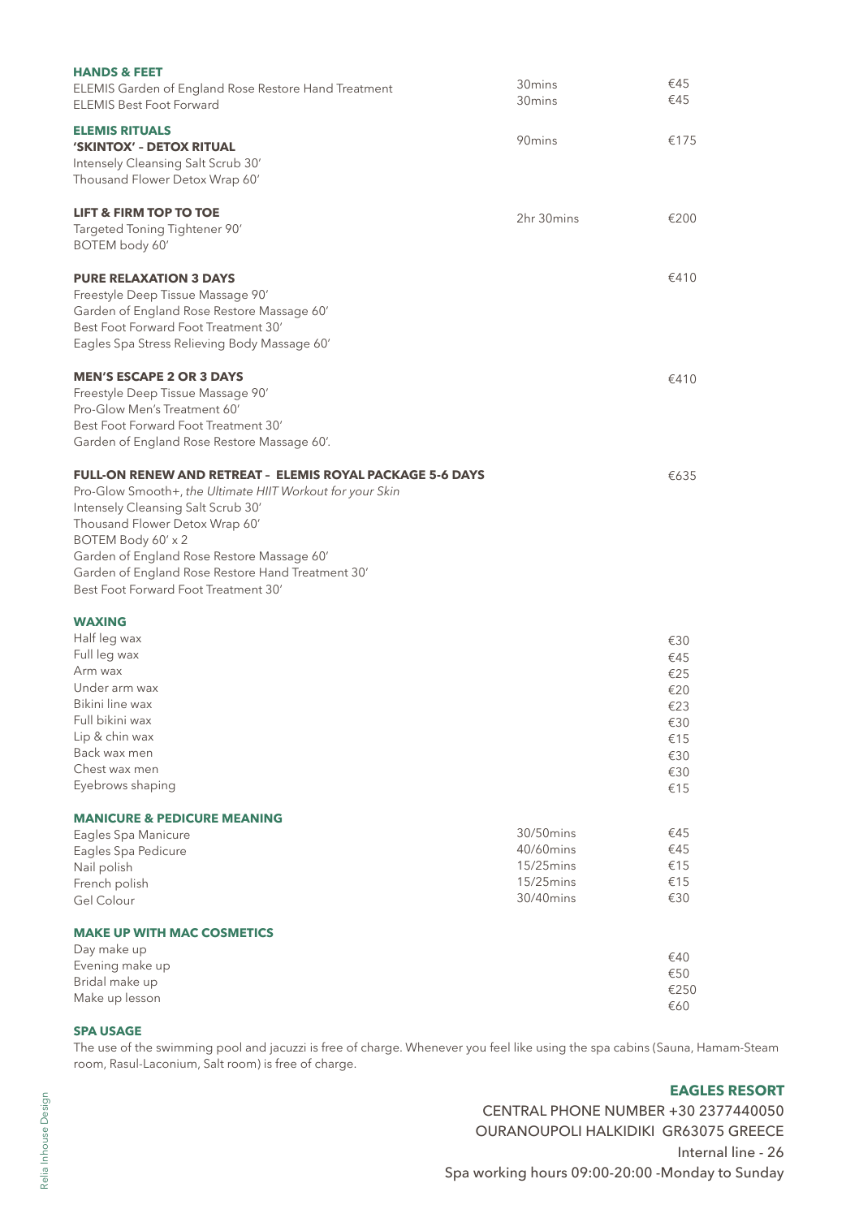## HANDS & FEET

| | | |
|---|---|---|
| ELEMIS Garden of England Rose Restore Hand Treatment | 30mins | €45 |
| ELEMIS Best Foot Forward | 30mins | €45 |

## ELEMIS RITUALS

**'SKINTOX' – DETOX RITUAL** — 90mins — €175

Intensely Cleansing Salt Scrub 30'
Thousand Flower Detox Wrap 60'

**LIFT & FIRM TOP TO TOE** — 2hr 30mins — €200

Targeted Toning Tightener 90'
BOTEM body 60'

**PURE RELAXATION 3 DAYS** — €410

Freestyle Deep Tissue Massage 90'
Garden of England Rose Restore Massage 60'
Best Foot Forward Foot Treatment 30'
Eagles Spa Stress Relieving Body Massage 60'

**MEN'S ESCAPE 2 OR 3 DAYS** — €410

Freestyle Deep Tissue Massage 90'
Pro-Glow Men's Treatment 60'
Best Foot Forward Foot Treatment 30'
Garden of England Rose Restore Massage 60'.

**FULL-ON RENEW AND RETREAT – ELEMIS ROYAL PACKAGE 5-6 DAYS** — €635

Pro-Glow Smooth+, *the Ultimate HIIT Workout for your Skin*
Intensely Cleansing Salt Scrub 30'
Thousand Flower Detox Wrap 60'
BOTEM Body 60' x 2
Garden of England Rose Restore Massage 60'
Garden of England Rose Restore Hand Treatment 30'
Best Foot Forward Foot Treatment 30'

## WAXING

| | |
|---|---|
| Half leg wax | €30 |
| Full leg wax | €45 |
| Arm wax | €25 |
| Under arm wax | €20 |
| Bikini line wax | €23 |
| Full bikini wax | €30 |
| Lip & chin wax | €15 |
| Back wax men | €30 |
| Chest wax men | €30 |
| Eyebrows shaping | €15 |

## MANICURE & PEDICURE MEANING

| | | |
|---|---|---|
| Eagles Spa Manicure | 30/50mins | €45 |
| Eagles Spa Pedicure | 40/60mins | €45 |
| Nail polish | 15/25mins | €15 |
| French polish | 15/25mins | €15 |
| Gel Colour | 30/40mins | €30 |

## MAKE UP WITH MAC COSMETICS

| | |
|---|---|
| Day make up | €40 |
| Evening make up | €50 |
| Bridal make up | €250 |
| Make up lesson | €60 |

## SPA USAGE

The use of the swimming pool and jacuzzi is free of charge. Whenever you feel like using the spa cabins (Sauna, Hamam-Steam room, Rasul-Laconium, Salt room) is free of charge.

**EAGLES RESORT**
CENTRAL PHONE NUMBER +30 2377440050
OURANOUPOLI HALKIDIKI GR63075 GREECE
Internal line - 26
Spa working hours 09:00-20:00 -Monday to Sunday

Relia Inhouse Design